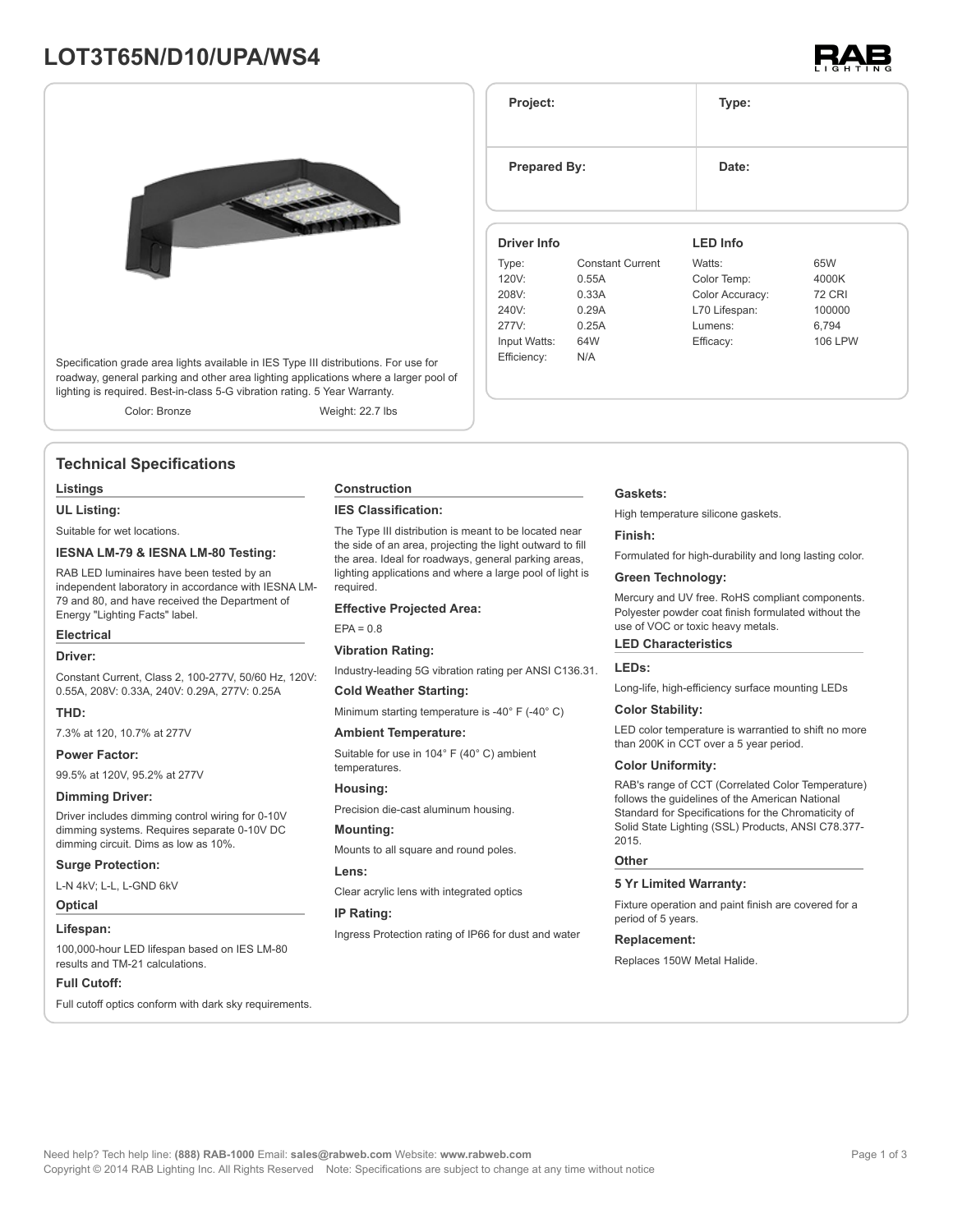# LOT3T65N/D10/UPA/WS4

RAB LIGHTING

Specification grade area lights available in IES Type III distributions. For use for roadway, general parking and other area lighting applications where a larger pool of lighting is required. Best-in-class 5-G vibration rating. 5 Year Warranty.

Color: Bronze Weight: 22.7 lbs

| Project: | Type: |
|---|---|
| Prepared By: | Date: |

| Driver Info | | LED Info | |
|---|---|---|---|
| Type: | Constant Current | Watts: | 65W |
| 120V: | 0.55A | Color Temp: | 4000K |
| 208V: | 0.33A | Color Accuracy: | 72 CRI |
| 240V: | 0.29A | L70 Lifespan: | 100000 |
| 277V: | 0.25A | Lumens: | 6,794 |
| Input Watts: | 64W | Efficacy: | 106 LPW |
| Efficiency: | N/A | | |

## Technical Specifications

### Listings

**UL Listing:**

Suitable for wet locations.

**IESNA LM-79 & IESNA LM-80 Testing:**

RAB LED luminaires have been tested by an independent laboratory in accordance with IESNA LM-79 and 80, and have received the Department of Energy "Lighting Facts" label.

### Electrical

**Driver:**

Constant Current, Class 2, 100-277V, 50/60 Hz, 120V: 0.55A, 208V: 0.33A, 240V: 0.29A, 277V: 0.25A

**THD:**

7.3% at 120, 10.7% at 277V

**Power Factor:**

99.5% at 120V, 95.2% at 277V

**Dimming Driver:**

Driver includes dimming control wiring for 0-10V dimming systems. Requires separate 0-10V DC dimming circuit. Dims as low as 10%.

**Surge Protection:**

L-N 4kV; L-L, L-GND 6kV

### Optical

**Lifespan:**

100,000-hour LED lifespan based on IES LM-80 results and TM-21 calculations.

**Full Cutoff:**

Full cutoff optics conform with dark sky requirements.

### Construction

**IES Classification:**

The Type III distribution is meant to be located near the side of an area, projecting the light outward to fill the area. Ideal for roadways, general parking areas, lighting applications and where a large pool of light is required.

**Effective Projected Area:**

EPA = 0.8

**Vibration Rating:**

Industry-leading 5G vibration rating per ANSI C136.31.

**Cold Weather Starting:**

Minimum starting temperature is -40° F (-40° C)

**Ambient Temperature:**

Suitable for use in 104° F (40° C) ambient temperatures.

**Housing:**

Precision die-cast aluminum housing.

**Mounting:**

Mounts to all square and round poles.

**Lens:**

Clear acrylic lens with integrated optics

**IP Rating:**

Ingress Protection rating of IP66 for dust and water

**Gaskets:**

High temperature silicone gaskets.

**Finish:**

Formulated for high-durability and long lasting color.

**Green Technology:**

Mercury and UV free. RoHS compliant components. Polyester powder coat finish formulated without the use of VOC or toxic heavy metals.

### LED Characteristics

**LEDs:**

Long-life, high-efficiency surface mounting LEDs

**Color Stability:**

LED color temperature is warrantied to shift no more than 200K in CCT over a 5 year period.

**Color Uniformity:**

RAB's range of CCT (Correlated Color Temperature) follows the guidelines of the American National Standard for Specifications for the Chromaticity of Solid State Lighting (SSL) Products, ANSI C78.377-2015.

### Other

**5 Yr Limited Warranty:**

Fixture operation and paint finish are covered for a period of 5 years.

**Replacement:**

Replaces 150W Metal Halide.

Need help? Tech help line: **(888) RAB-1000** Email: **sales@rabweb.com** Website: **www.rabweb.com**
Copyright © 2014 RAB Lighting Inc. All Rights Reserved Note: Specifications are subject to change at any time without notice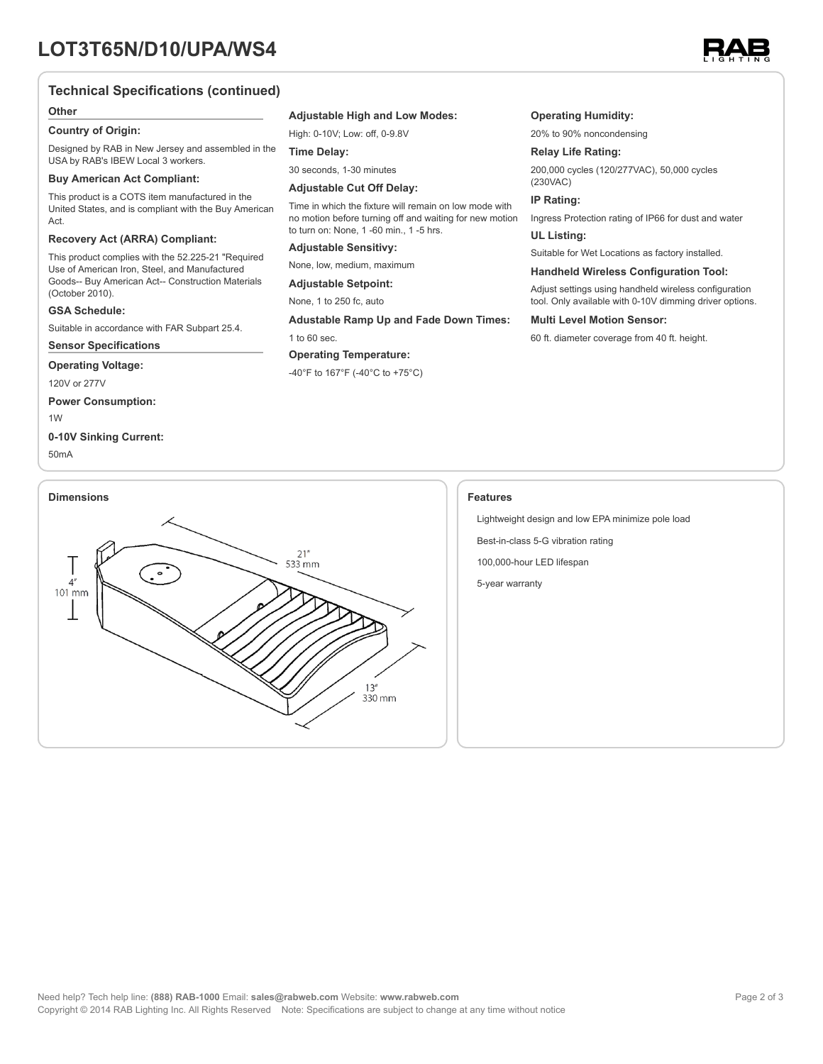# LOT3T65N/D10/UPA/WS4

## Technical Specifications (continued)

### Other

**Country of Origin:**

Designed by RAB in New Jersey and assembled in the USA by RAB's IBEW Local 3 workers.

**Buy American Act Compliant:**

This product is a COTS item manufactured in the United States, and is compliant with the Buy American Act.

**Recovery Act (ARRA) Compliant:**

This product complies with the 52.225-21 "Required Use of American Iron, Steel, and Manufactured Goods-- Buy American Act-- Construction Materials (October 2010).

**GSA Schedule:**

Suitable in accordance with FAR Subpart 25.4.

### Sensor Specifications

**Operating Voltage:**

120V or 277V

**Power Consumption:**

1W

**0-10V Sinking Current:**

50mA

**Adjustable High and Low Modes:**

High: 0-10V; Low: off, 0-9.8V

**Time Delay:**

30 seconds, 1-30 minutes

**Adjustable Cut Off Delay:**

Time in which the fixture will remain on low mode with no motion before turning off and waiting for new motion to turn on: None, 1 -60 min., 1 -5 hrs.

**Adjustable Sensitivy:**

None, low, medium, maximum

**Adjustable Setpoint:**

None, 1 to 250 fc, auto

**Adustable Ramp Up and Fade Down Times:**

1 to 60 sec.

**Operating Temperature:**

-40°F to 167°F (-40°C to +75°C)

**Operating Humidity:**

20% to 90% noncondensing

**Relay Life Rating:**

200,000 cycles (120/277VAC), 50,000 cycles (230VAC)

**IP Rating:**

Ingress Protection rating of IP66 for dust and water

**UL Listing:**

Suitable for Wet Locations as factory installed.

**Handheld Wireless Configuration Tool:**

Adjust settings using handheld wireless configuration tool. Only available with 0-10V dimming driver options.

**Multi Level Motion Sensor:**

60 ft. diameter coverage from 40 ft. height.

## Dimensions

4" 101 mm

21" 533 mm

13" 330 mm

## Features

- Lightweight design and low EPA minimize pole load
- Best-in-class 5-G vibration rating
- 100,000-hour LED lifespan
- 5-year warranty

Need help? Tech help line: **(888) RAB-1000** Email: **sales@rabweb.com** Website: **www.rabweb.com**

Copyright © 2014 RAB Lighting Inc. All Rights Reserved Note: Specifications are subject to change at any time without notice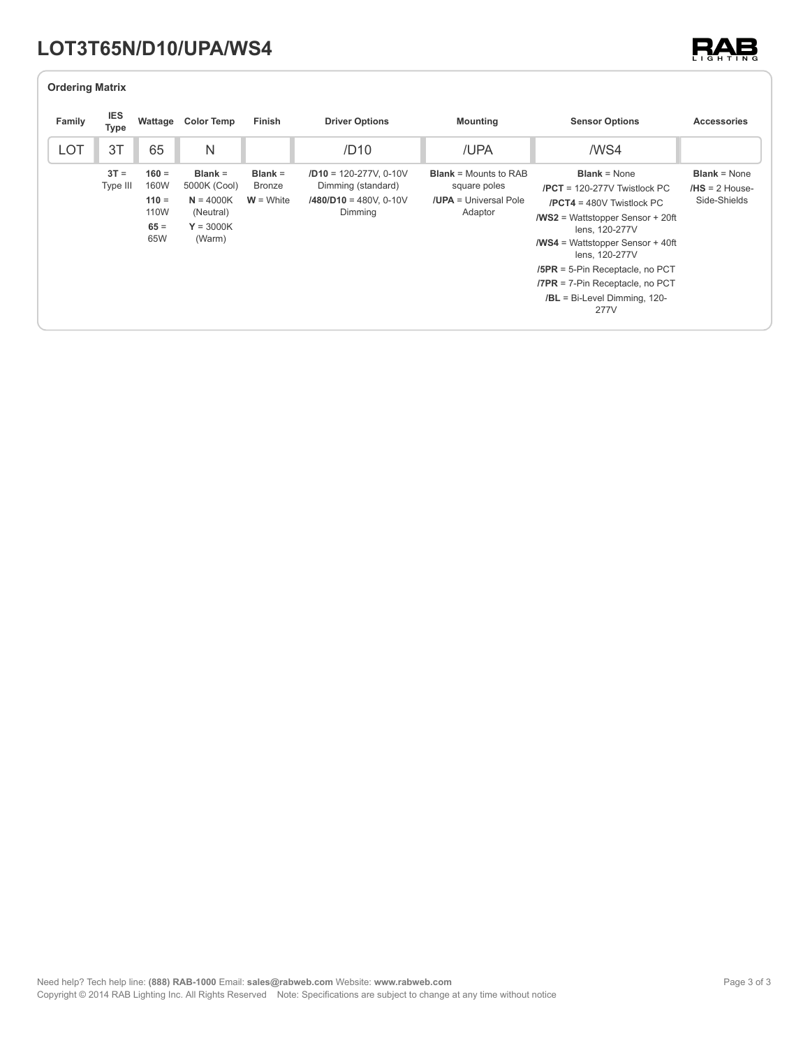# LOT3T65N/D10/UPA/WS4

**Ordering Matrix**

| Family | IES Type | Wattage | Color Temp | Finish | Driver Options | Mounting | Sensor Options | Accessories |
|---|---|---|---|---|---|---|---|---|
| LOT | 3T | 65 | N | | /D10 | /UPA | /WS4 | |
| | **3T** = Type III | **160** = 160W<br>**110** = 110W<br>**65** = 65W | **Blank** = 5000K (Cool)<br>**N** = 4000K (Neutral)<br>**Y** = 3000K (Warm) | **Blank** = Bronze<br>**W** = White | **/D10** = 120-277V, 0-10V Dimming (standard)<br>**/480/D10** = 480V, 0-10V Dimming | **Blank** = Mounts to RAB square poles<br>**/UPA** = Universal Pole Adaptor | **Blank** = None<br>**/PCT** = 120-277V Twistlock PC<br>**/PCT4** = 480V Twistlock PC<br>**/WS2** = Wattstopper Sensor + 20ft lens, 120-277V<br>**/WS4** = Wattstopper Sensor + 40ft lens, 120-277V<br>**/5PR** = 5-Pin Receptacle, no PCT<br>**/7PR** = 7-Pin Receptacle, no PCT<br>**/BL** = Bi-Level Dimming, 120-277V | **Blank** = None<br>**/HS** = 2 House-Side-Shields |

Need help? Tech help line: **(888) RAB-1000** Email: **sales@rabweb.com** Website: **www.rabweb.com**
Copyright © 2014 RAB Lighting Inc. All Rights Reserved Note: Specifications are subject to change at any time without notice